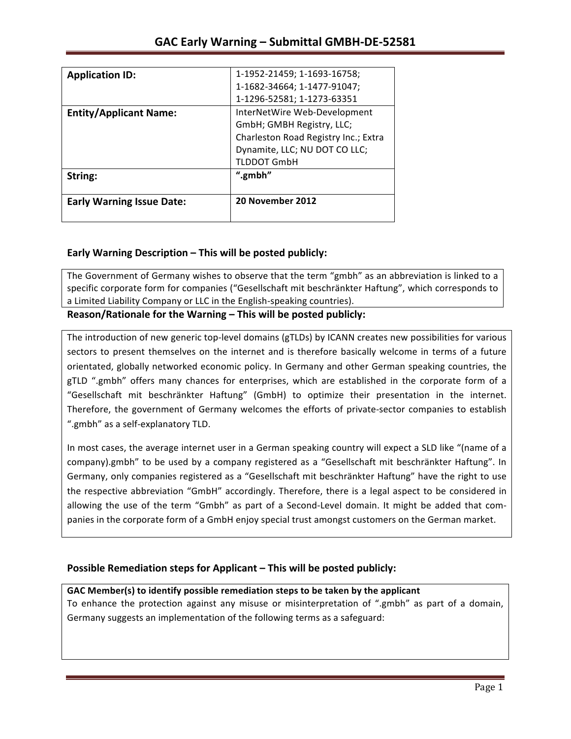# GAC Early Warning – Submittal GMBH-DE-52581

| **Application ID:** | 1-1952-21459; 1-1693-16758; 1-1682-34664; 1-1477-91047; 1-1296-52581; 1-1273-63351 |
|---|---|
| **Entity/Applicant Name:** | InterNetWire Web-Development GmbH; GMBH Registry, LLC; Charleston Road Registry Inc.; Extra Dynamite, LLC; NU DOT CO LLC; TLDDOT GmbH |
| **String:** | **".gmbh"** |
| **Early Warning Issue Date:** | **20 November 2012** |

## Early Warning Description – This will be posted publicly:

The Government of Germany wishes to observe that the term "gmbh" as an abbreviation is linked to a specific corporate form for companies ("Gesellschaft mit beschränkter Haftung", which corresponds to a Limited Liability Company or LLC in the English-speaking countries).

## Reason/Rationale for the Warning – This will be posted publicly:

The introduction of new generic top-level domains (gTLDs) by ICANN creates new possibilities for various sectors to present themselves on the internet and is therefore basically welcome in terms of a future orientated, globally networked economic policy. In Germany and other German speaking countries, the gTLD ".gmbh" offers many chances for enterprises, which are established in the corporate form of a "Gesellschaft mit beschränkter Haftung" (GmbH) to optimize their presentation in the internet. Therefore, the government of Germany welcomes the efforts of private-sector companies to establish ".gmbh" as a self-explanatory TLD.

In most cases, the average internet user in a German speaking country will expect a SLD like "(name of a company).gmbh" to be used by a company registered as a "Gesellschaft mit beschränkter Haftung". In Germany, only companies registered as a "Gesellschaft mit beschränkter Haftung" have the right to use the respective abbreviation "GmbH" accordingly. Therefore, there is a legal aspect to be considered in allowing the use of the term "Gmbh" as part of a Second-Level domain. It might be added that companies in the corporate form of a GmbH enjoy special trust amongst customers on the German market.

## Possible Remediation steps for Applicant – This will be posted publicly:

**GAC Member(s) to identify possible remediation steps to be taken by the applicant**

To enhance the protection against any misuse or misinterpretation of ".gmbh" as part of a domain, Germany suggests an implementation of the following terms as a safeguard: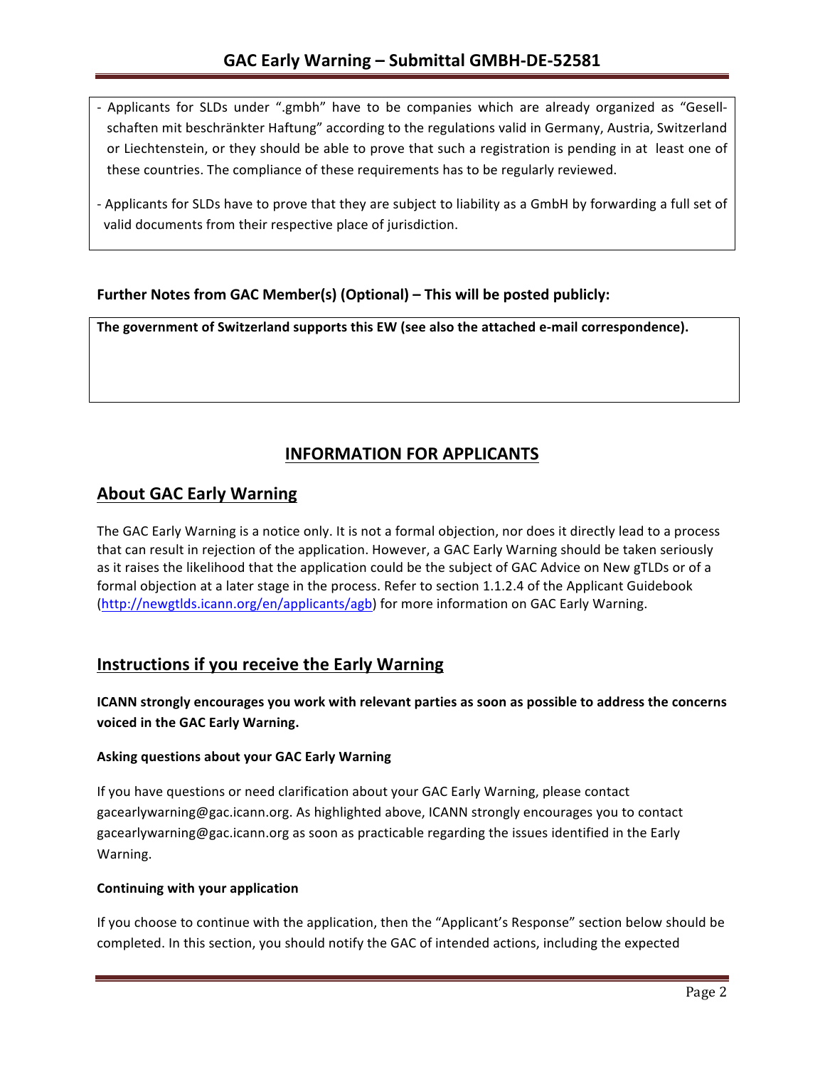- Applicants for SLDs under ".gmbh" have to be companies which are already organized as "Gesellschaften mit beschränkter Haftung" according to the regulations valid in Germany, Austria, Switzerland or Liechtenstein, or they should be able to prove that such a registration is pending in at least one of these countries. The compliance of these requirements has to be regularly reviewed.
- Applicants for SLDs have to prove that they are subject to liability as a GmbH by forwarding a full set of valid documents from their respective place of jurisdiction.

**Further Notes from GAC Member(s) (Optional) – This will be posted publicly:**

**The government of Switzerland supports this EW (see also the attached e-mail correspondence).**

# INFORMATION FOR APPLICANTS

## About GAC Early Warning

The GAC Early Warning is a notice only. It is not a formal objection, nor does it directly lead to a process that can result in rejection of the application. However, a GAC Early Warning should be taken seriously as it raises the likelihood that the application could be the subject of GAC Advice on New gTLDs or of a formal objection at a later stage in the process. Refer to section 1.1.2.4 of the Applicant Guidebook (http://newgtlds.icann.org/en/applicants/agb) for more information on GAC Early Warning.

## Instructions if you receive the Early Warning

**ICANN strongly encourages you work with relevant parties as soon as possible to address the concerns voiced in the GAC Early Warning.**

**Asking questions about your GAC Early Warning**

If you have questions or need clarification about your GAC Early Warning, please contact gacearlywarning@gac.icann.org. As highlighted above, ICANN strongly encourages you to contact gacearlywarning@gac.icann.org as soon as practicable regarding the issues identified in the Early Warning.

**Continuing with your application**

If you choose to continue with the application, then the "Applicant's Response" section below should be completed. In this section, you should notify the GAC of intended actions, including the expected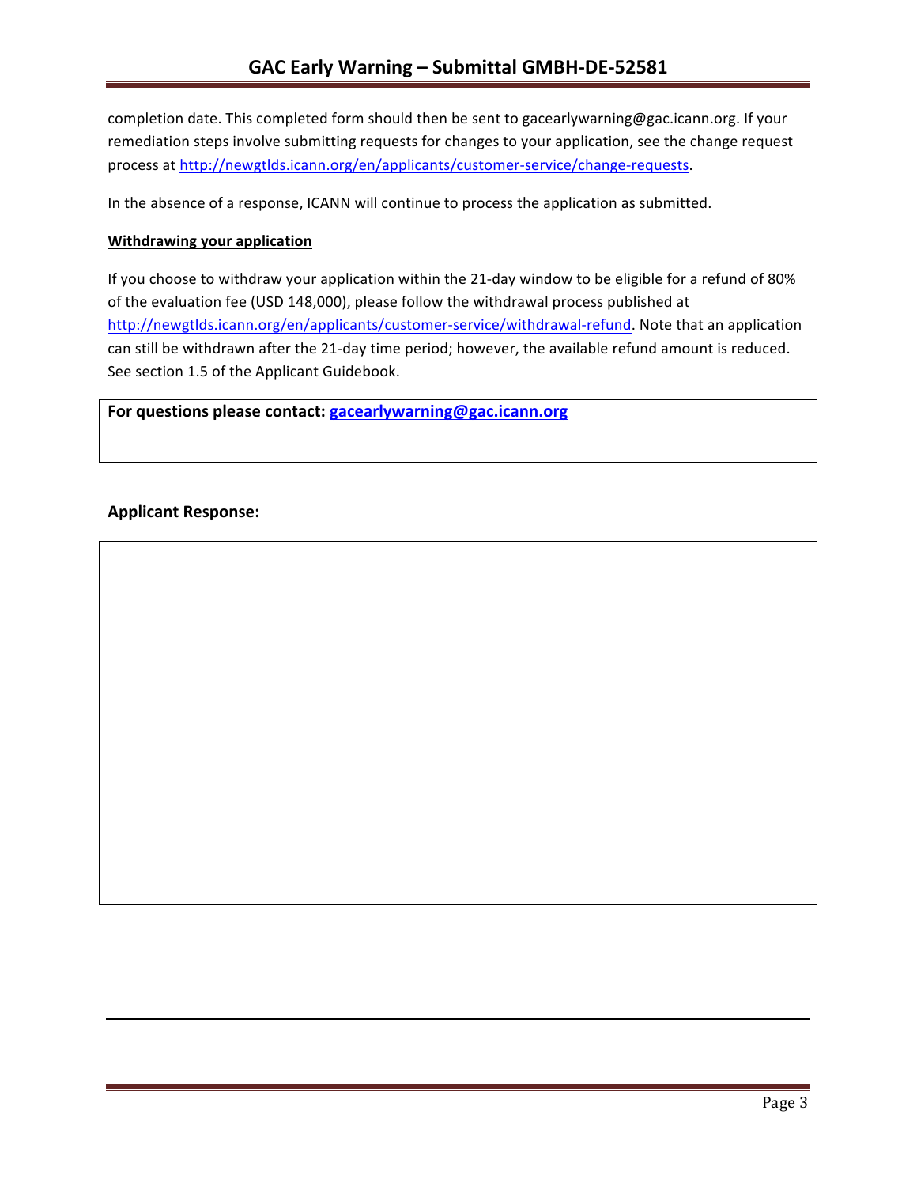completion date. This completed form should then be sent to gacearlywarning@gac.icann.org. If your remediation steps involve submitting requests for changes to your application, see the change request process at http://newgtlds.icann.org/en/applicants/customer-service/change-requests.

In the absence of a response, ICANN will continue to process the application as submitted.

**Withdrawing your application**

If you choose to withdraw your application within the 21-day window to be eligible for a refund of 80% of the evaluation fee (USD 148,000), please follow the withdrawal process published at http://newgtlds.icann.org/en/applicants/customer-service/withdrawal-refund. Note that an application can still be withdrawn after the 21-day time period; however, the available refund amount is reduced. See section 1.5 of the Applicant Guidebook.

**For questions please contact: gacearlywarning@gac.icann.org**

**Applicant Response:**